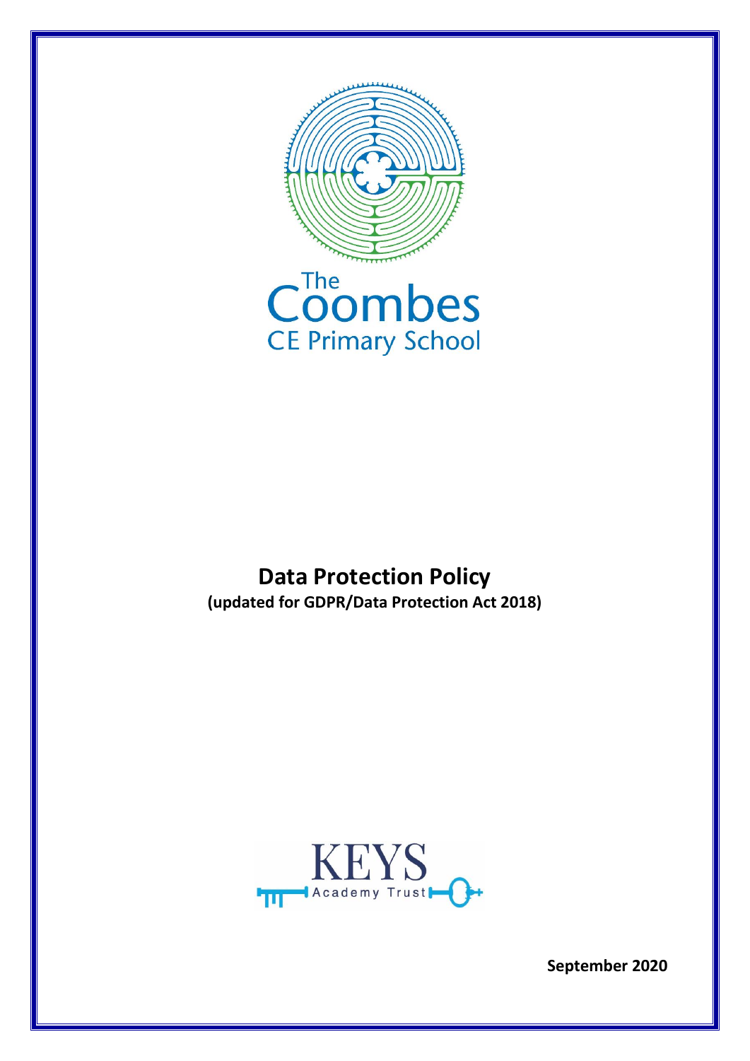The Coombes CE Primary School

# Data Protection Policy

**(updated for GDPR/Data Protection Act 2018)**

KEYS Academy Trust

**September 2020**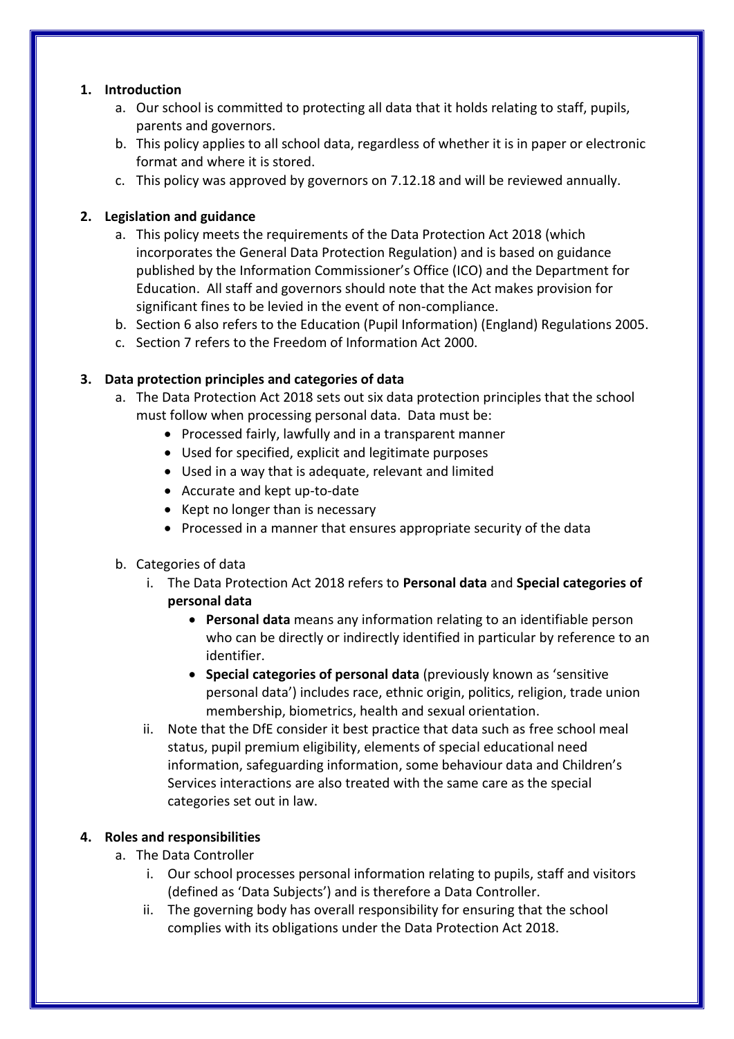1. **Introduction**
    a. Our school is committed to protecting all data that it holds relating to staff, pupils, parents and governors.
    b. This policy applies to all school data, regardless of whether it is in paper or electronic format and where it is stored.
    c. This policy was approved by governors on 7.12.18 and will be reviewed annually.

2. **Legislation and guidance**
    a. This policy meets the requirements of the Data Protection Act 2018 (which incorporates the General Data Protection Regulation) and is based on guidance published by the Information Commissioner's Office (ICO) and the Department for Education. All staff and governors should note that the Act makes provision for significant fines to be levied in the event of non-compliance.
    b. Section 6 also refers to the Education (Pupil Information) (England) Regulations 2005.
    c. Section 7 refers to the Freedom of Information Act 2000.

3. **Data protection principles and categories of data**
    a. The Data Protection Act 2018 sets out six data protection principles that the school must follow when processing personal data. Data must be:
        - Processed fairly, lawfully and in a transparent manner
        - Used for specified, explicit and legitimate purposes
        - Used in a way that is adequate, relevant and limited
        - Accurate and kept up-to-date
        - Kept no longer than is necessary
        - Processed in a manner that ensures appropriate security of the data

    b. Categories of data
        i. The Data Protection Act 2018 refers to **Personal data** and **Special categories of personal data**
            - **Personal data** means any information relating to an identifiable person who can be directly or indirectly identified in particular by reference to an identifier.
            - **Special categories of personal data** (previously known as 'sensitive personal data') includes race, ethnic origin, politics, religion, trade union membership, biometrics, health and sexual orientation.

        ii. Note that the DfE consider it best practice that data such as free school meal status, pupil premium eligibility, elements of special educational need information, safeguarding information, some behaviour data and Children's Services interactions are also treated with the same care as the special categories set out in law.

4. **Roles and responsibilities**
    a. The Data Controller
        i. Our school processes personal information relating to pupils, staff and visitors (defined as 'Data Subjects') and is therefore a Data Controller.
        ii. The governing body has overall responsibility for ensuring that the school complies with its obligations under the Data Protection Act 2018.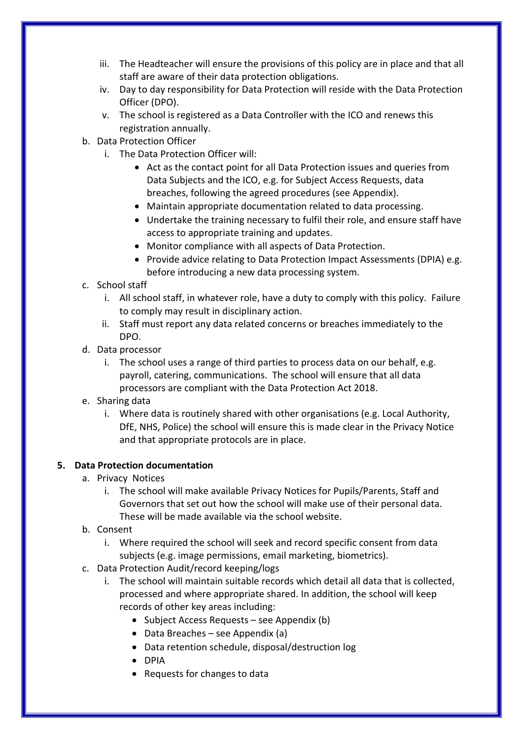iii. The Headteacher will ensure the provisions of this policy are in place and that all staff are aware of their data protection obligations.
   iv. Day to day responsibility for Data Protection will reside with the Data Protection Officer (DPO).
   v. The school is registered as a Data Controller with the ICO and renews this registration annually.

b. Data Protection Officer
   i. The Data Protection Officer will:
      - Act as the contact point for all Data Protection issues and queries from Data Subjects and the ICO, e.g. for Subject Access Requests, data breaches, following the agreed procedures (see Appendix).
      - Maintain appropriate documentation related to data processing.
      - Undertake the training necessary to fulfil their role, and ensure staff have access to appropriate training and updates.
      - Monitor compliance with all aspects of Data Protection.
      - Provide advice relating to Data Protection Impact Assessments (DPIA) e.g. before introducing a new data processing system.

c. School staff
   i. All school staff, in whatever role, have a duty to comply with this policy. Failure to comply may result in disciplinary action.
   ii. Staff must report any data related concerns or breaches immediately to the DPO.

d. Data processor
   i. The school uses a range of third parties to process data on our behalf, e.g. payroll, catering, communications. The school will ensure that all data processors are compliant with the Data Protection Act 2018.

e. Sharing data
   i. Where data is routinely shared with other organisations (e.g. Local Authority, DfE, NHS, Police) the school will ensure this is made clear in the Privacy Notice and that appropriate protocols are in place.

## 5. Data Protection documentation

a. Privacy Notices
   i. The school will make available Privacy Notices for Pupils/Parents, Staff and Governors that set out how the school will make use of their personal data. These will be made available via the school website.

b. Consent
   i. Where required the school will seek and record specific consent from data subjects (e.g. image permissions, email marketing, biometrics).

c. Data Protection Audit/record keeping/logs
   i. The school will maintain suitable records which detail all data that is collected, processed and where appropriate shared. In addition, the school will keep records of other key areas including:
      - Subject Access Requests – see Appendix (b)
      - Data Breaches – see Appendix (a)
      - Data retention schedule, disposal/destruction log
      - DPIA
      - Requests for changes to data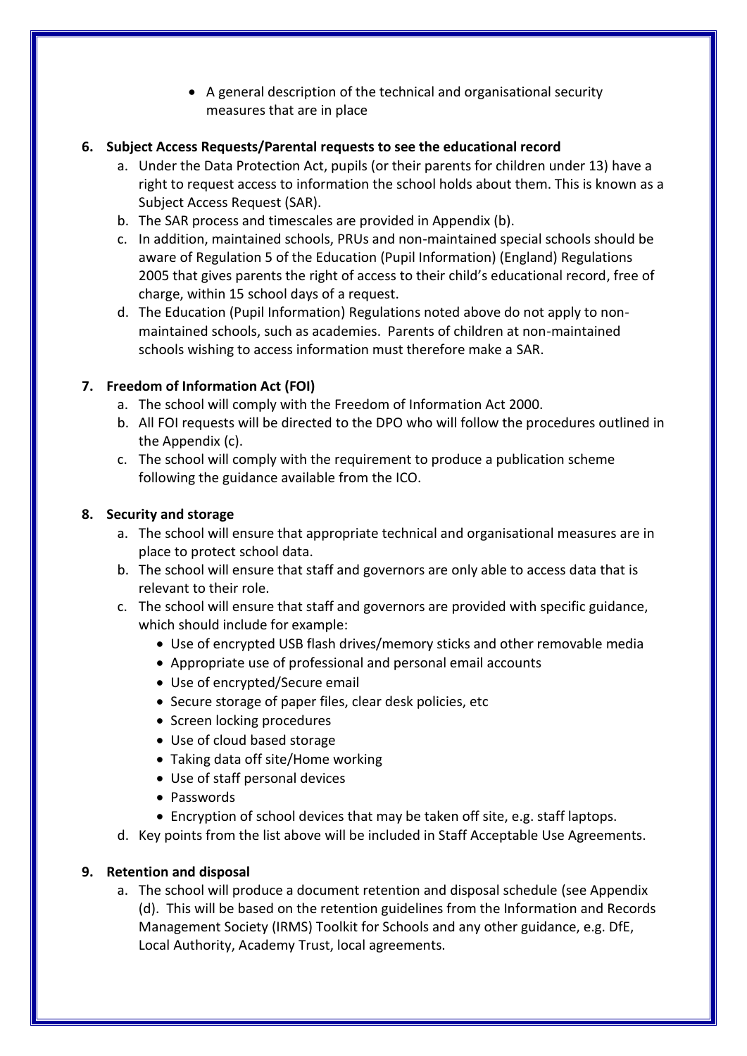- A general description of the technical and organisational security measures that are in place

**6. Subject Access Requests/Parental requests to see the educational record**

a. Under the Data Protection Act, pupils (or their parents for children under 13) have a right to request access to information the school holds about them. This is known as a Subject Access Request (SAR).

b. The SAR process and timescales are provided in Appendix (b).

c. In addition, maintained schools, PRUs and non-maintained special schools should be aware of Regulation 5 of the Education (Pupil Information) (England) Regulations 2005 that gives parents the right of access to their child's educational record, free of charge, within 15 school days of a request.

d. The Education (Pupil Information) Regulations noted above do not apply to non-maintained schools, such as academies. Parents of children at non-maintained schools wishing to access information must therefore make a SAR.

**7. Freedom of Information Act (FOI)**

a. The school will comply with the Freedom of Information Act 2000.

b. All FOI requests will be directed to the DPO who will follow the procedures outlined in the Appendix (c).

c. The school will comply with the requirement to produce a publication scheme following the guidance available from the ICO.

**8. Security and storage**

a. The school will ensure that appropriate technical and organisational measures are in place to protect school data.

b. The school will ensure that staff and governors are only able to access data that is relevant to their role.

c. The school will ensure that staff and governors are provided with specific guidance, which should include for example:
   - Use of encrypted USB flash drives/memory sticks and other removable media
   - Appropriate use of professional and personal email accounts
   - Use of encrypted/Secure email
   - Secure storage of paper files, clear desk policies, etc
   - Screen locking procedures
   - Use of cloud based storage
   - Taking data off site/Home working
   - Use of staff personal devices
   - Passwords
   - Encryption of school devices that may be taken off site, e.g. staff laptops.

d. Key points from the list above will be included in Staff Acceptable Use Agreements.

**9. Retention and disposal**

a. The school will produce a document retention and disposal schedule (see Appendix (d). This will be based on the retention guidelines from the Information and Records Management Society (IRMS) Toolkit for Schools and any other guidance, e.g. DfE, Local Authority, Academy Trust, local agreements.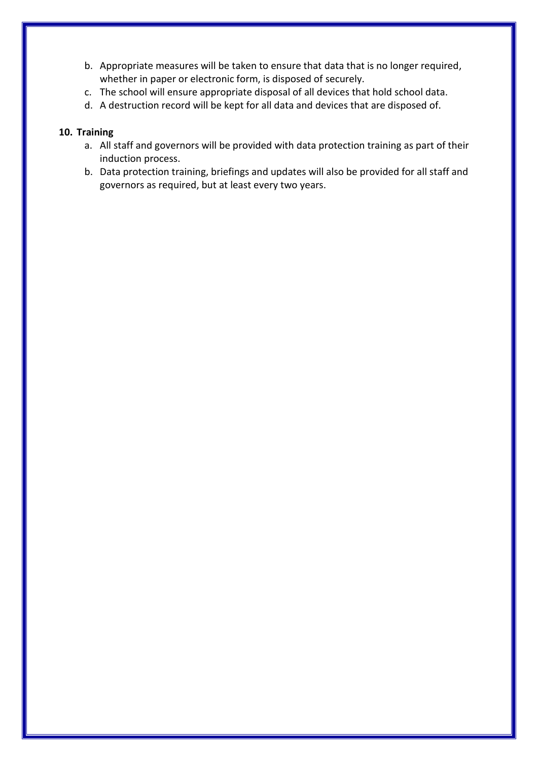b. Appropriate measures will be taken to ensure that data that is no longer required, whether in paper or electronic form, is disposed of securely.
c. The school will ensure appropriate disposal of all devices that hold school data.
d. A destruction record will be kept for all data and devices that are disposed of.

**10. Training**

a. All staff and governors will be provided with data protection training as part of their induction process.
b. Data protection training, briefings and updates will also be provided for all staff and governors as required, but at least every two years.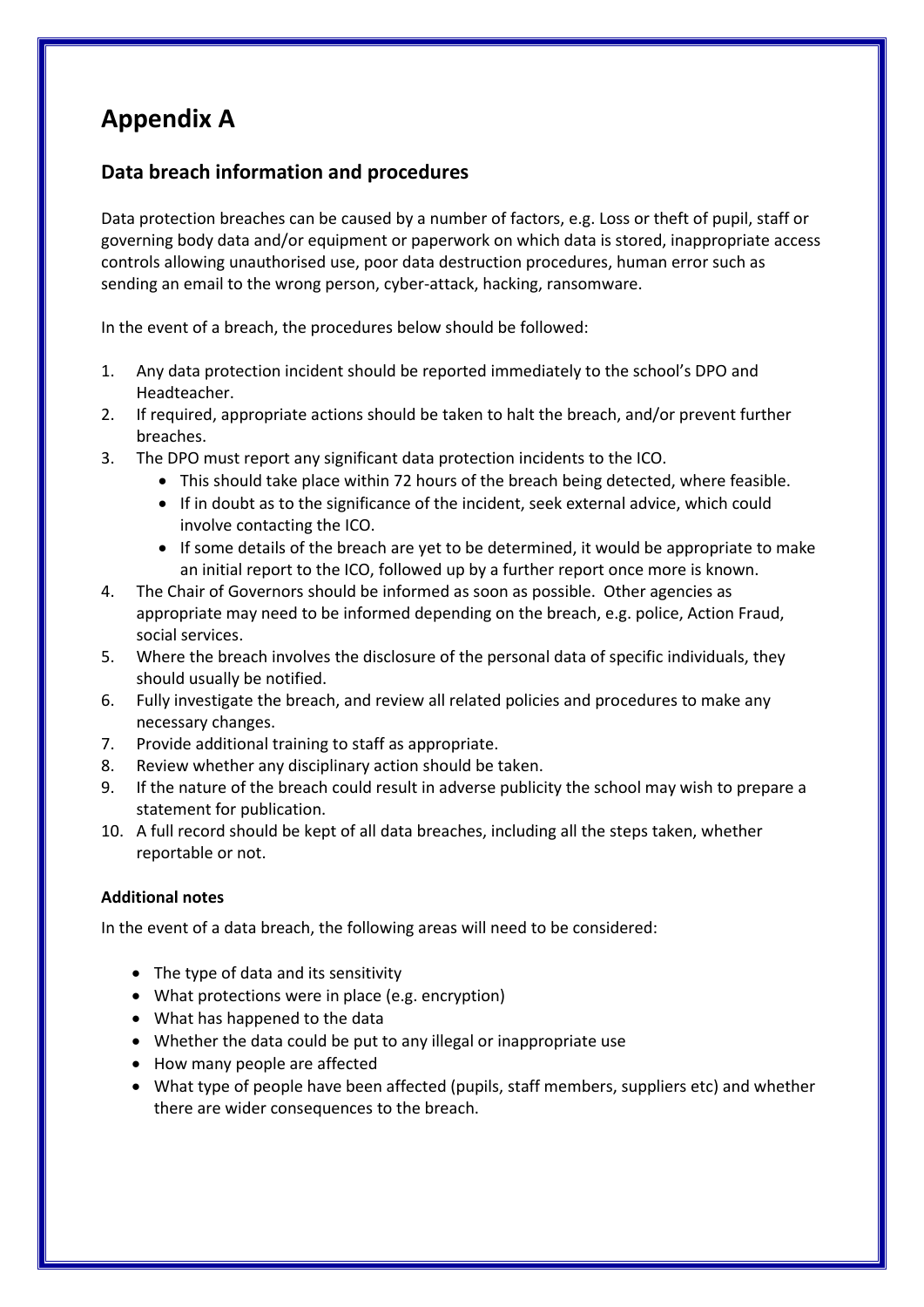# Appendix A

## Data breach information and procedures

Data protection breaches can be caused by a number of factors, e.g. Loss or theft of pupil, staff or governing body data and/or equipment or paperwork on which data is stored, inappropriate access controls allowing unauthorised use, poor data destruction procedures, human error such as sending an email to the wrong person, cyber-attack, hacking, ransomware.

In the event of a breach, the procedures below should be followed:

1. Any data protection incident should be reported immediately to the school's DPO and Headteacher.
2. If required, appropriate actions should be taken to halt the breach, and/or prevent further breaches.
3. The DPO must report any significant data protection incidents to the ICO.
   - This should take place within 72 hours of the breach being detected, where feasible.
   - If in doubt as to the significance of the incident, seek external advice, which could involve contacting the ICO.
   - If some details of the breach are yet to be determined, it would be appropriate to make an initial report to the ICO, followed up by a further report once more is known.
4. The Chair of Governors should be informed as soon as possible. Other agencies as appropriate may need to be informed depending on the breach, e.g. police, Action Fraud, social services.
5. Where the breach involves the disclosure of the personal data of specific individuals, they should usually be notified.
6. Fully investigate the breach, and review all related policies and procedures to make any necessary changes.
7. Provide additional training to staff as appropriate.
8. Review whether any disciplinary action should be taken.
9. If the nature of the breach could result in adverse publicity the school may wish to prepare a statement for publication.
10. A full record should be kept of all data breaches, including all the steps taken, whether reportable or not.

**Additional notes**

In the event of a data breach, the following areas will need to be considered:

- The type of data and its sensitivity
- What protections were in place (e.g. encryption)
- What has happened to the data
- Whether the data could be put to any illegal or inappropriate use
- How many people are affected
- What type of people have been affected (pupils, staff members, suppliers etc) and whether there are wider consequences to the breach.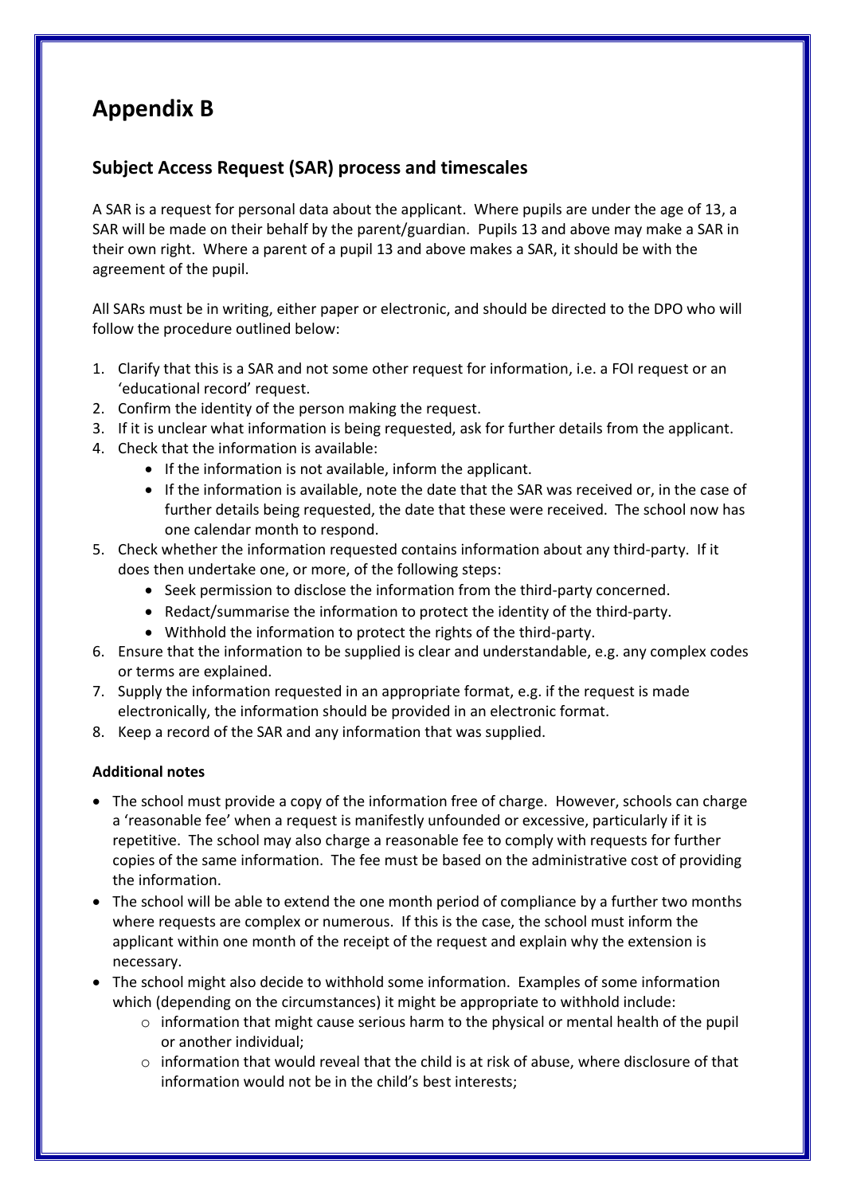# Appendix B

## Subject Access Request (SAR) process and timescales

A SAR is a request for personal data about the applicant. Where pupils are under the age of 13, a SAR will be made on their behalf by the parent/guardian. Pupils 13 and above may make a SAR in their own right. Where a parent of a pupil 13 and above makes a SAR, it should be with the agreement of the pupil.

All SARs must be in writing, either paper or electronic, and should be directed to the DPO who will follow the procedure outlined below:

1. Clarify that this is a SAR and not some other request for information, i.e. a FOI request or an 'educational record' request.
2. Confirm the identity of the person making the request.
3. If it is unclear what information is being requested, ask for further details from the applicant.
4. Check that the information is available:
   - If the information is not available, inform the applicant.
   - If the information is available, note the date that the SAR was received or, in the case of further details being requested, the date that these were received. The school now has one calendar month to respond.
5. Check whether the information requested contains information about any third-party. If it does then undertake one, or more, of the following steps:
   - Seek permission to disclose the information from the third-party concerned.
   - Redact/summarise the information to protect the identity of the third-party.
   - Withhold the information to protect the rights of the third-party.
6. Ensure that the information to be supplied is clear and understandable, e.g. any complex codes or terms are explained.
7. Supply the information requested in an appropriate format, e.g. if the request is made electronically, the information should be provided in an electronic format.
8. Keep a record of the SAR and any information that was supplied.

**Additional notes**

- The school must provide a copy of the information free of charge. However, schools can charge a 'reasonable fee' when a request is manifestly unfounded or excessive, particularly if it is repetitive. The school may also charge a reasonable fee to comply with requests for further copies of the same information. The fee must be based on the administrative cost of providing the information.
- The school will be able to extend the one month period of compliance by a further two months where requests are complex or numerous. If this is the case, the school must inform the applicant within one month of the receipt of the request and explain why the extension is necessary.
- The school might also decide to withhold some information. Examples of some information which (depending on the circumstances) it might be appropriate to withhold include:
  - information that might cause serious harm to the physical or mental health of the pupil or another individual;
  - information that would reveal that the child is at risk of abuse, where disclosure of that information would not be in the child's best interests;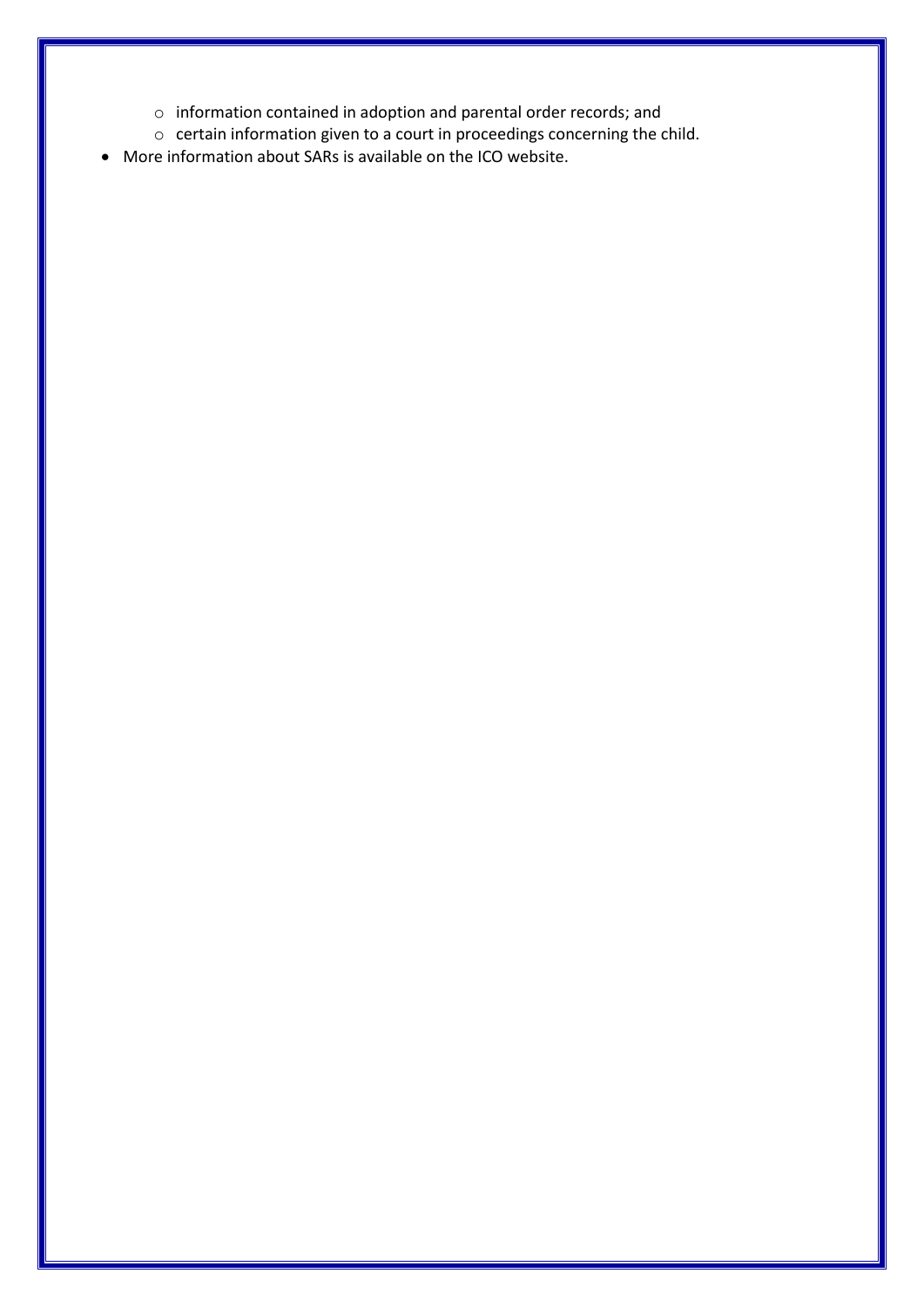- information contained in adoption and parental order records; and
  - certain information given to a court in proceedings concerning the child.
- More information about SARs is available on the ICO website.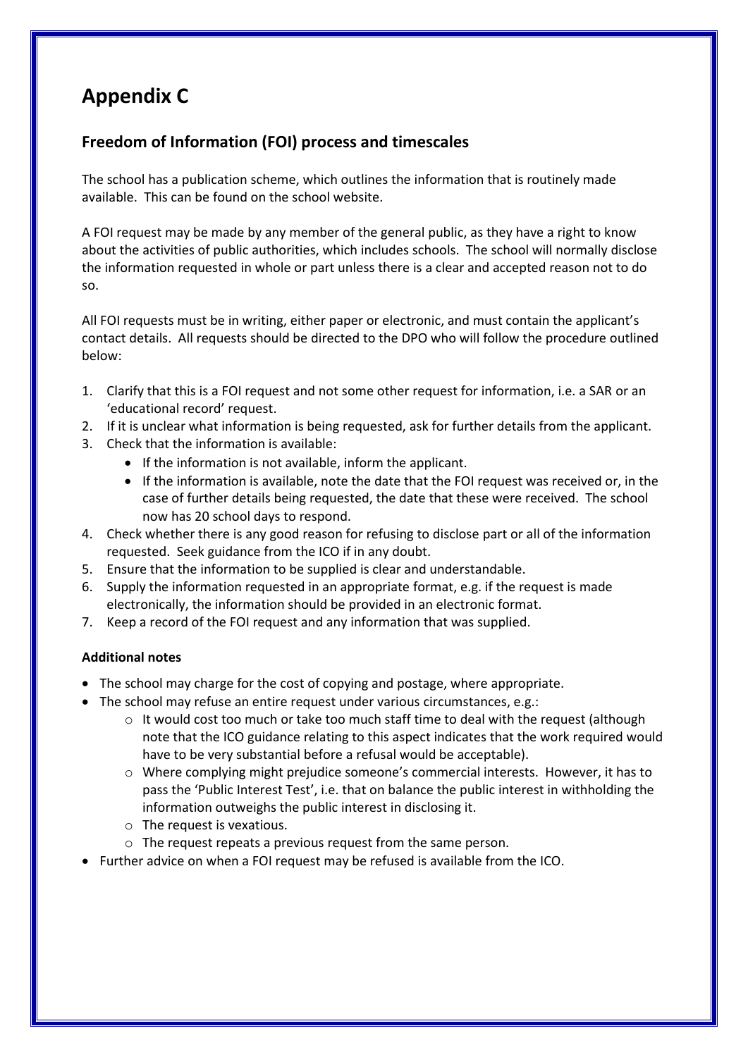# Appendix C

## Freedom of Information (FOI) process and timescales

The school has a publication scheme, which outlines the information that is routinely made available. This can be found on the school website.

A FOI request may be made by any member of the general public, as they have a right to know about the activities of public authorities, which includes schools. The school will normally disclose the information requested in whole or part unless there is a clear and accepted reason not to do so.

All FOI requests must be in writing, either paper or electronic, and must contain the applicant's contact details. All requests should be directed to the DPO who will follow the procedure outlined below:

1. Clarify that this is a FOI request and not some other request for information, i.e. a SAR or an 'educational record' request.
2. If it is unclear what information is being requested, ask for further details from the applicant.
3. Check that the information is available:
   - If the information is not available, inform the applicant.
   - If the information is available, note the date that the FOI request was received or, in the case of further details being requested, the date that these were received. The school now has 20 school days to respond.
4. Check whether there is any good reason for refusing to disclose part or all of the information requested. Seek guidance from the ICO if in any doubt.
5. Ensure that the information to be supplied is clear and understandable.
6. Supply the information requested in an appropriate format, e.g. if the request is made electronically, the information should be provided in an electronic format.
7. Keep a record of the FOI request and any information that was supplied.

**Additional notes**

- The school may charge for the cost of copying and postage, where appropriate.
- The school may refuse an entire request under various circumstances, e.g.:
  - It would cost too much or take too much staff time to deal with the request (although note that the ICO guidance relating to this aspect indicates that the work required would have to be very substantial before a refusal would be acceptable).
  - Where complying might prejudice someone's commercial interests. However, it has to pass the 'Public Interest Test', i.e. that on balance the public interest in withholding the information outweighs the public interest in disclosing it.
  - The request is vexatious.
  - The request repeats a previous request from the same person.
- Further advice on when a FOI request may be refused is available from the ICO.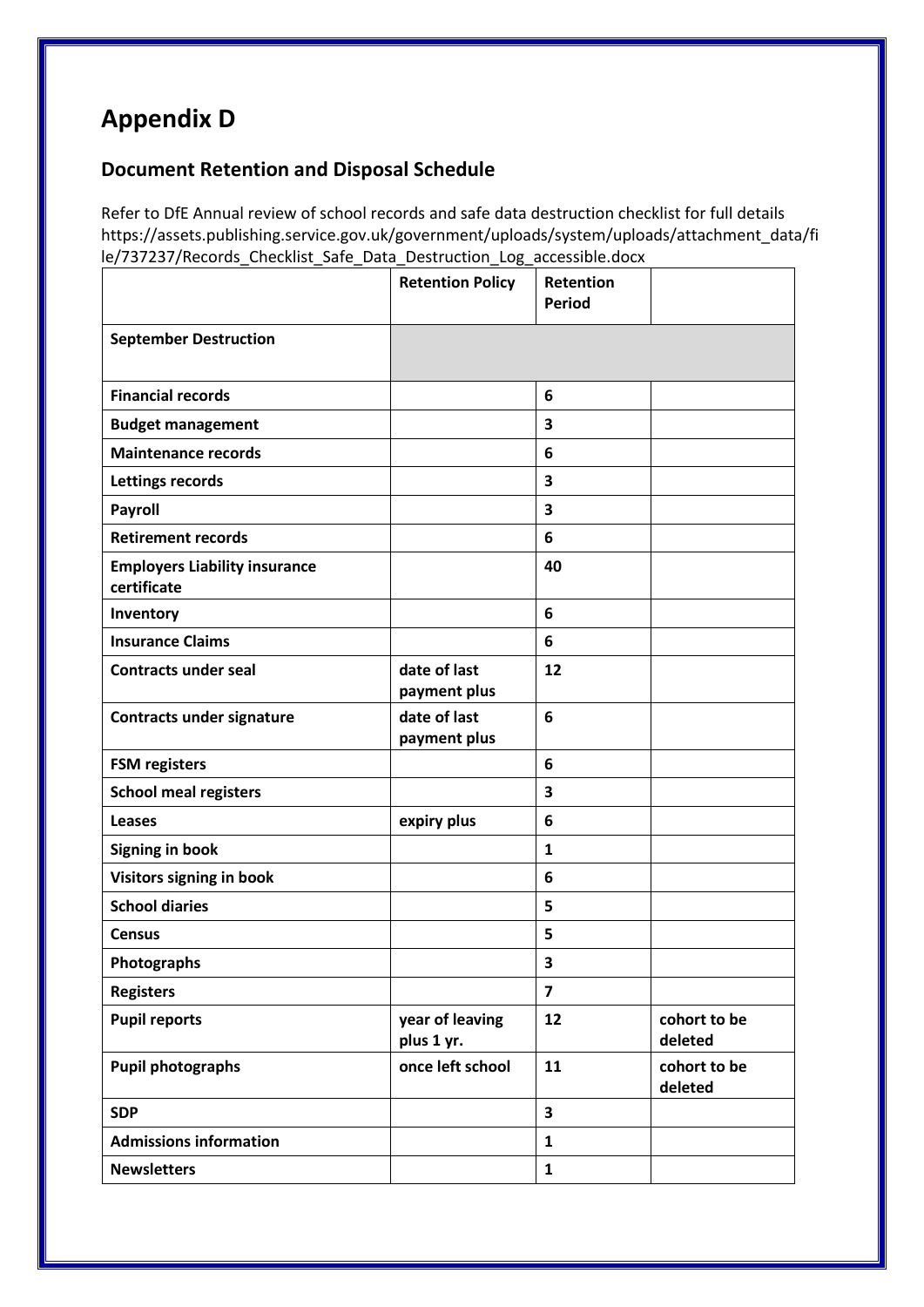# Appendix D

## Document Retention and Disposal Schedule

Refer to DfE Annual review of school records and safe data destruction checklist for full details https://assets.publishing.service.gov.uk/government/uploads/system/uploads/attachment_data/file/737237/Records_Checklist_Safe_Data_Destruction_Log_accessible.docx

| | Retention Policy | Retention Period | |
|---|---|---|---|
| **September Destruction** | | | |
| **Financial records** | | **6** | |
| **Budget management** | | **3** | |
| **Maintenance records** | | **6** | |
| **Lettings records** | | **3** | |
| **Payroll** | | **3** | |
| **Retirement records** | | **6** | |
| **Employers Liability insurance certificate** | | **40** | |
| **Inventory** | | **6** | |
| **Insurance Claims** | | **6** | |
| **Contracts under seal** | **date of last payment plus** | **12** | |
| **Contracts under signature** | **date of last payment plus** | **6** | |
| **FSM registers** | | **6** | |
| **School meal registers** | | **3** | |
| **Leases** | **expiry plus** | **6** | |
| **Signing in book** | | **1** | |
| **Visitors signing in book** | | **6** | |
| **School diaries** | | **5** | |
| **Census** | | **5** | |
| **Photographs** | | **3** | |
| **Registers** | | **7** | |
| **Pupil reports** | **year of leaving plus 1 yr.** | **12** | **cohort to be deleted** |
| **Pupil photographs** | **once left school** | **11** | **cohort to be deleted** |
| **SDP** | | **3** | |
| **Admissions information** | | **1** | |
| **Newsletters** | | **1** | |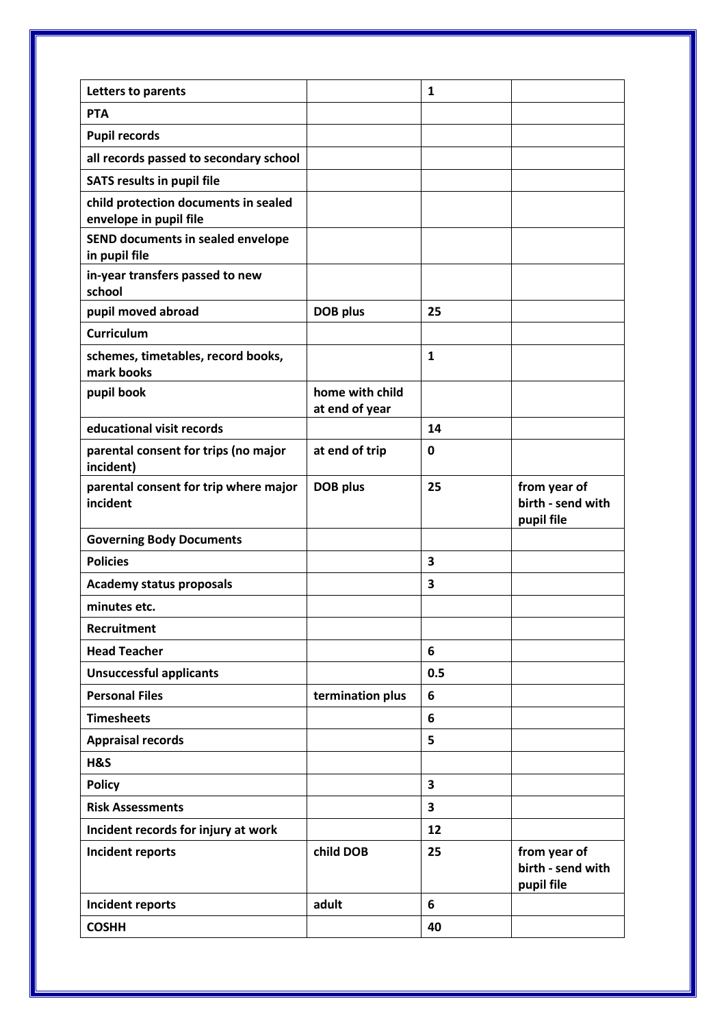| Letters to parents | | 1 | |
| --- | --- | --- | --- |
| PTA | | | |
| Pupil records | | | |
| all records passed to secondary school | | | |
| SATS results in pupil file | | | |
| child protection documents in sealed envelope in pupil file | | | |
| SEND documents in sealed envelope in pupil file | | | |
| in-year transfers passed to new school | | | |
| pupil moved abroad | DOB plus | 25 | |
| Curriculum | | | |
| schemes, timetables, record books, mark books | | 1 | |
| pupil book | home with child at end of year | | |
| educational visit records | | 14 | |
| parental consent for trips (no major incident) | at end of trip | 0 | |
| parental consent for trip where major incident | DOB plus | 25 | from year of birth - send with pupil file |
| Governing Body Documents | | | |
| Policies | | 3 | |
| Academy status proposals | | 3 | |
| minutes etc. | | | |
| Recruitment | | | |
| Head Teacher | | 6 | |
| Unsuccessful applicants | | 0.5 | |
| Personal Files | termination plus | 6 | |
| Timesheets | | 6 | |
| Appraisal records | | 5 | |
| H&S | | | |
| Policy | | 3 | |
| Risk Assessments | | 3 | |
| Incident records for injury at work | | 12 | |
| Incident reports | child DOB | 25 | from year of birth - send with pupil file |
| Incident reports | adult | 6 | |
| COSHH | | 40 | |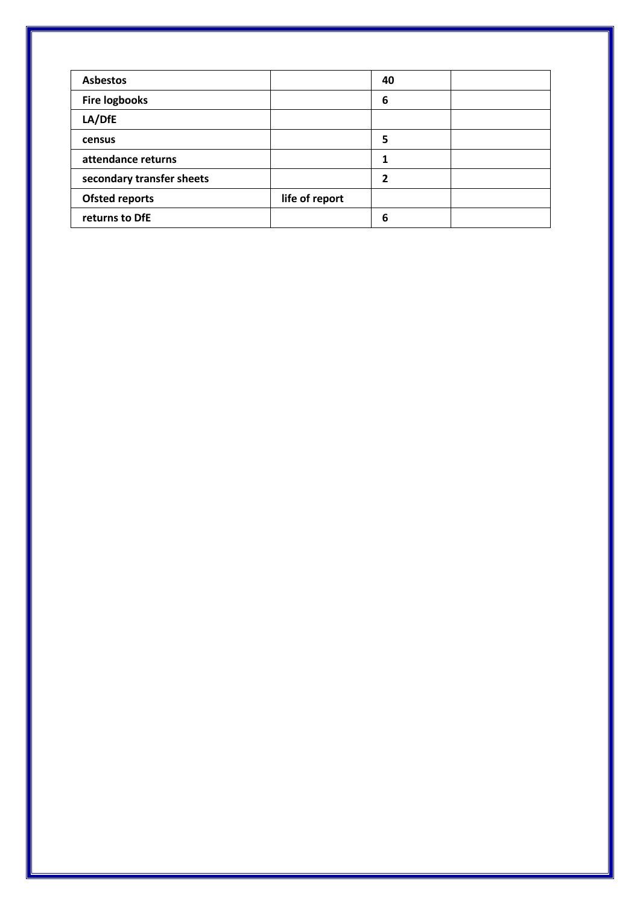| | | | |
|---|---|---|---|
| **Asbestos** | | **40** | |
| **Fire logbooks** | | **6** | |
| **LA/DfE** | | | |
| **census** | | **5** | |
| **attendance returns** | | **1** | |
| **secondary transfer sheets** | | **2** | |
| **Ofsted reports** | **life of report** | | |
| **returns to DfE** | | **6** | |